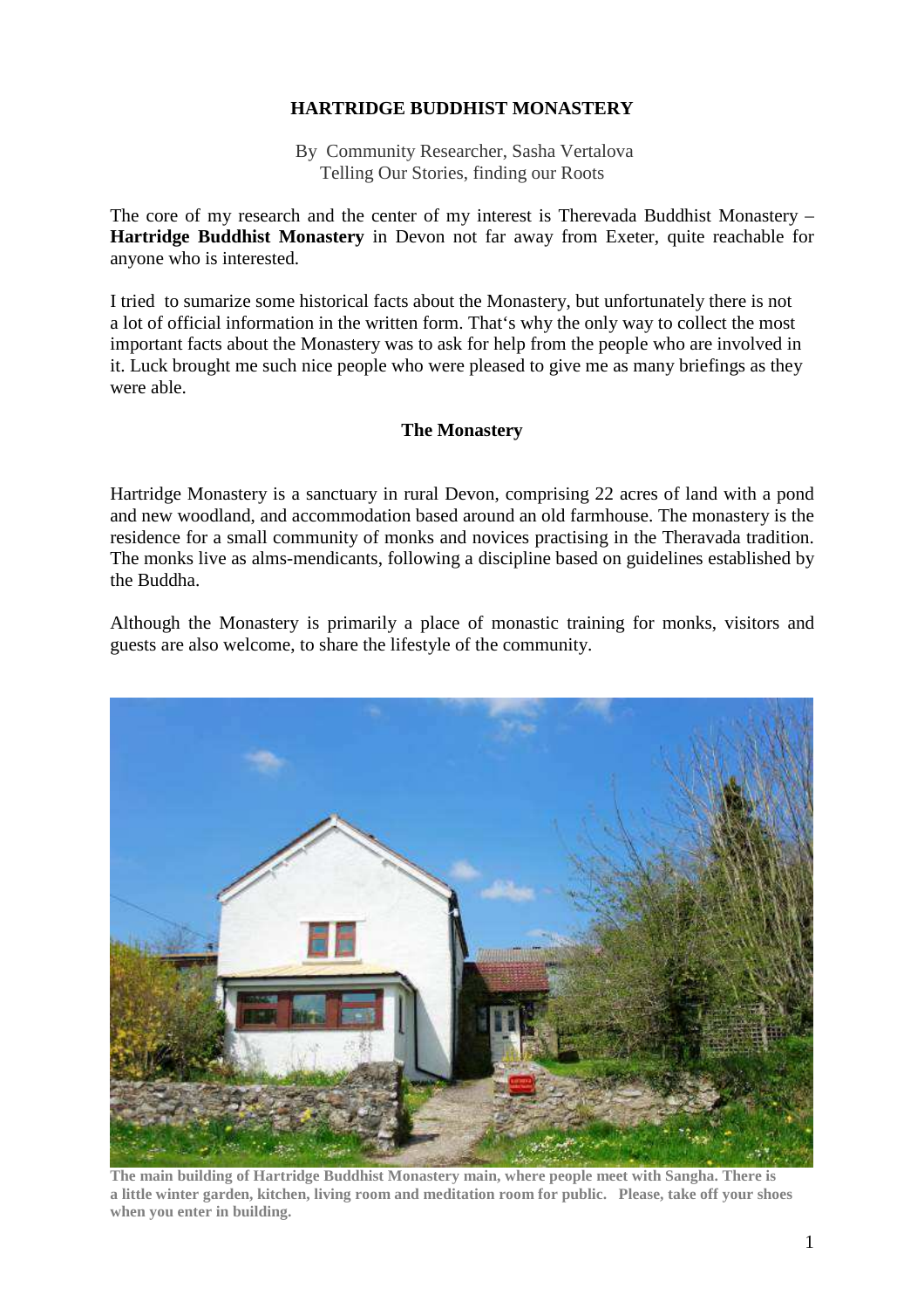# HARTRIDGE BUDDHIST MONASTERY

By Community Researcher, Sasha Vertalova
Telling Our Stories, finding our Roots

The core of my research and the center of my interest is Therevada Buddhist Monastery – **Hartridge Buddhist Monastery** in Devon not far away from Exeter, quite reachable for anyone who is interested.

I tried to sumarize some historical facts about the Monastery, but unfortunately there is not a lot of official information in the written form. That's why the only way to collect the most important facts about the Monastery was to ask for help from the people who are involved in it. Luck brought me such nice people who were pleased to give me as many briefings as they were able.

## The Monastery

Hartridge Monastery is a sanctuary in rural Devon, comprising 22 acres of land with a pond and new woodland, and accommodation based around an old farmhouse. The monastery is the residence for a small community of monks and novices practising in the Theravada tradition. The monks live as alms-mendicants, following a discipline based on guidelines established by the Buddha.

Although the Monastery is primarily a place of monastic training for monks, visitors and guests are also welcome, to share the lifestyle of the community.

**The main building of Hartridge Buddhist Monastery main, where people meet with Sangha. There is a little winter garden, kitchen, living room and meditation room for public. Please, take off your shoes when you enter in building.**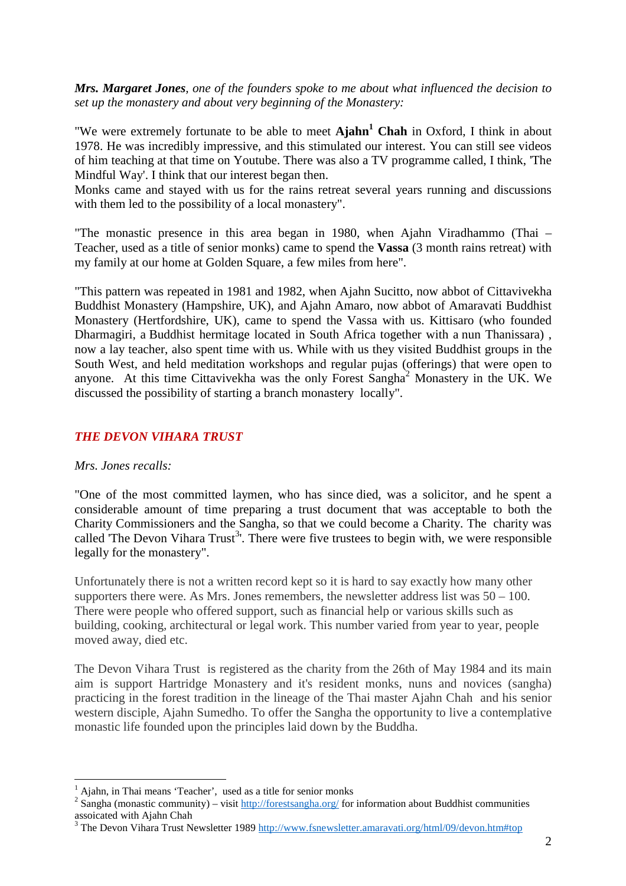***Mrs. Margaret Jones**, one of the founders spoke to me about what influenced the decision to set up the monastery and about very beginning of the Monastery:*

"We were extremely fortunate to be able to meet **Ajahn[1] Chah** in Oxford, I think in about 1978. He was incredibly impressive, and this stimulated our interest. You can still see videos of him teaching at that time on Youtube. There was also a TV programme called, I think, 'The Mindful Way'. I think that our interest began then.
Monks came and stayed with us for the rains retreat several years running and discussions with them led to the possibility of a local monastery".

"The monastic presence in this area began in 1980, when Ajahn Viradhammo (Thai – Teacher, used as a title of senior monks) came to spend the **Vassa** (3 month rains retreat) with my family at our home at Golden Square, a few miles from here".

"This pattern was repeated in 1981 and 1982, when Ajahn Sucitto, now abbot of Cittavivekha Buddhist Monastery (Hampshire, UK), and Ajahn Amaro, now abbot of Amaravati Buddhist Monastery (Hertfordshire, UK), came to spend the Vassa with us. Kittisaro (who founded Dharmagiri, a Buddhist hermitage located in South Africa together with a nun Thanissara) , now a lay teacher, also spent time with us. While with us they visited Buddhist groups in the South West, and held meditation workshops and regular pujas (offerings) that were open to anyone. At this time Cittavivekha was the only Forest Sangha[2] Monastery in the UK. We discussed the possibility of starting a branch monastery locally".

## THE DEVON VIHARA TRUST

*Mrs. Jones recalls:*

"One of the most committed laymen, who has since died, was a solicitor, and he spent a considerable amount of time preparing a trust document that was acceptable to both the Charity Commissioners and the Sangha, so that we could become a Charity. The charity was called 'The Devon Vihara Trust[3]'. There were five trustees to begin with, we were responsible legally for the monastery".

Unfortunately there is not a written record kept so it is hard to say exactly how many other supporters there were. As Mrs. Jones remembers, the newsletter address list was 50 – 100. There were people who offered support, such as financial help or various skills such as building, cooking, architectural or legal work. This number varied from year to year, people moved away, died etc.

The Devon Vihara Trust is registered as the charity from the 26th of May 1984 and its main aim is support Hartridge Monastery and it's resident monks, nuns and novices (sangha) practicing in the forest tradition in the lineage of the Thai master Ajahn Chah and his senior western disciple, Ajahn Sumedho. To offer the Sangha the opportunity to live a contemplative monastic life founded upon the principles laid down by the Buddha.

---

[1] Ajahn, in Thai means 'Teacher', used as a title for senior monks

[2] Sangha (monastic community) – visit http://forestsangha.org/ for information about Buddhist communities assoicated with Ajahn Chah

[3] The Devon Vihara Trust Newsletter 1989 http://www.fsnewsletter.amaravati.org/html/09/devon.htm#top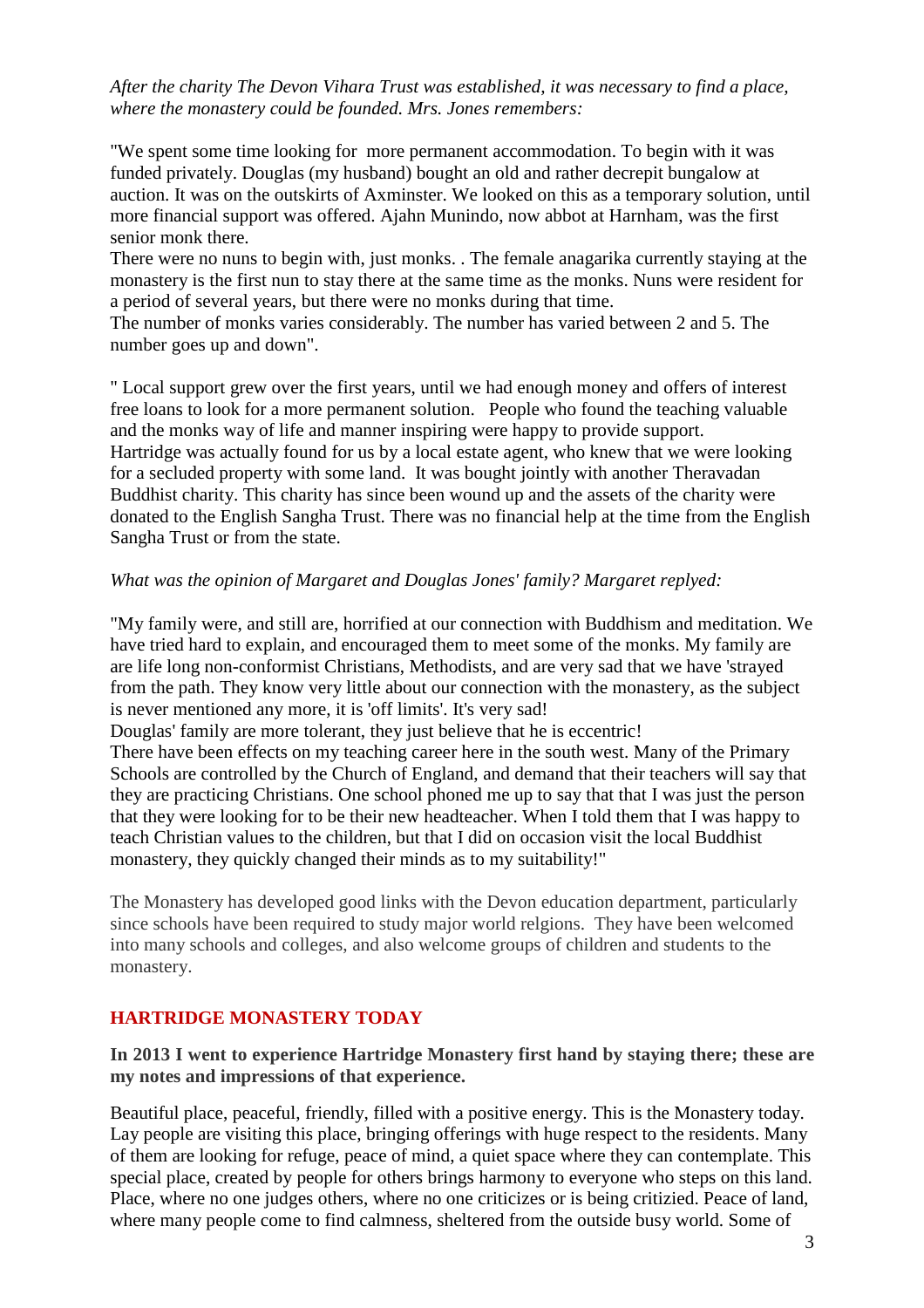*After the charity The Devon Vihara Trust was established, it was necessary to find a place, where the monastery could be founded. Mrs. Jones remembers:*

"We spent some time looking for  more permanent accommodation. To begin with it was funded privately. Douglas (my husband) bought an old and rather decrepit bungalow at auction. It was on the outskirts of Axminster. We looked on this as a temporary solution, until more financial support was offered. Ajahn Munindo, now abbot at Harnham, was the first senior monk there.
There were no nuns to begin with, just monks. . The female anagarika currently staying at the monastery is the first nun to stay there at the same time as the monks. Nuns were resident for a period of several years, but there were no monks during that time.
The number of monks varies considerably. The number has varied between 2 and 5. The number goes up and down".

" Local support grew over the first years, until we had enough money and offers of interest free loans to look for a more permanent solution.   People who found the teaching valuable and the monks way of life and manner inspiring were happy to provide support.
Hartridge was actually found for us by a local estate agent, who knew that we were looking for a secluded property with some land.  It was bought jointly with another Theravadan Buddhist charity. This charity has since been wound up and the assets of the charity were donated to the English Sangha Trust. There was no financial help at the time from the English Sangha Trust or from the state.

*What was the opinion of Margaret and Douglas Jones' family? Margaret replyed:*

"My family were, and still are, horrified at our connection with Buddhism and meditation. We have tried hard to explain, and encouraged them to meet some of the monks. My family are are life long non-conformist Christians, Methodists, and are very sad that we have 'strayed from the path. They know very little about our connection with the monastery, as the subject is never mentioned any more, it is 'off limits'. It's very sad!
Douglas' family are more tolerant, they just believe that he is eccentric!
There have been effects on my teaching career here in the south west. Many of the Primary Schools are controlled by the Church of England, and demand that their teachers will say that they are practicing Christians. One school phoned me up to say that that I was just the person that they were looking for to be their new headteacher. When I told them that I was happy to teach Christian values to the children, but that I did on occasion visit the local Buddhist monastery, they quickly changed their minds as to my suitability!"

The Monastery has developed good links with the Devon education department, particularly since schools have been required to study major world relgions.  They have been welcomed into many schools and colleges, and also welcome groups of children and students to the monastery.

## HARTRIDGE MONASTERY TODAY

**In 2013 I went to experience Hartridge Monastery first hand by staying there; these are my notes and impressions of that experience.**

Beautiful place, peaceful, friendly, filled with a positive energy. This is the Monastery today. Lay people are visiting this place, bringing offerings with huge respect to the residents. Many of them are looking for refuge, peace of mind, a quiet space where they can contemplate. This special place, created by people for others brings harmony to everyone who steps on this land. Place, where no one judges others, where no one criticizes or is being critizied. Peace of land, where many people come to find calmness, sheltered from the outside busy world. Some of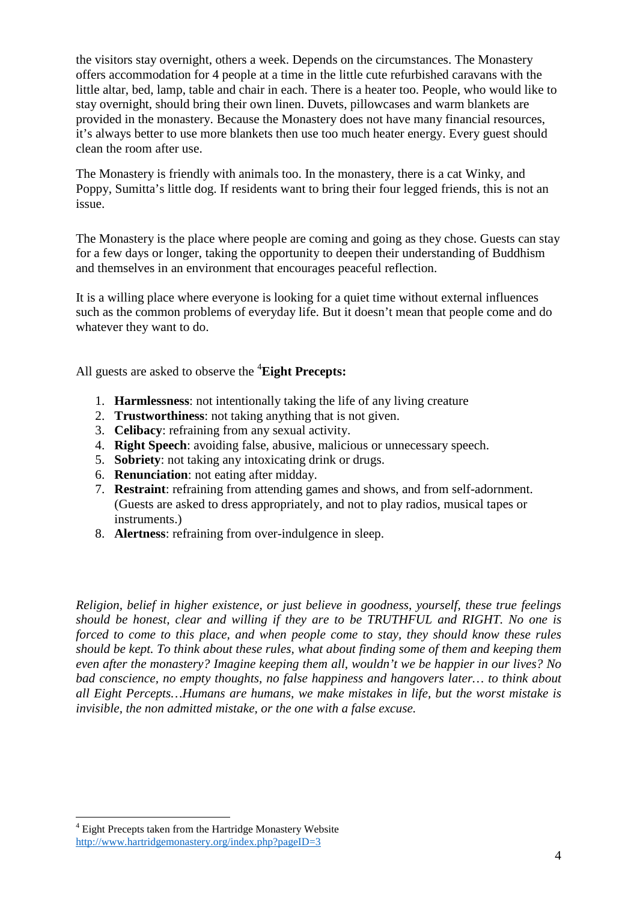the visitors stay overnight, others a week. Depends on the circumstances. The Monastery offers accommodation for 4 people at a time in the little cute refurbished caravans with the little altar, bed, lamp, table and chair in each. There is a heater too. People, who would like to stay overnight, should bring their own linen. Duvets, pillowcases and warm blankets are provided in the monastery. Because the Monastery does not have many financial resources, it's always better to use more blankets then use too much heater energy. Every guest should clean the room after use.

The Monastery is friendly with animals too. In the monastery, there is a cat Winky, and Poppy, Sumitta's little dog. If residents want to bring their four legged friends, this is not an issue.

The Monastery is the place where people are coming and going as they chose. Guests can stay for a few days or longer, taking the opportunity to deepen their understanding of Buddhism and themselves in an environment that encourages peaceful reflection.

It is a willing place where everyone is looking for a quiet time without external influences such as the common problems of everyday life. But it doesn't mean that people come and do whatever they want to do.

All guests are asked to observe the [4]**Eight Precepts:**

1. **Harmlessness**: not intentionally taking the life of any living creature
2. **Trustworthiness**: not taking anything that is not given.
3. **Celibacy**: refraining from any sexual activity.
4. **Right Speech**: avoiding false, abusive, malicious or unnecessary speech.
5. **Sobriety**: not taking any intoxicating drink or drugs.
6. **Renunciation**: not eating after midday.
7. **Restraint**: refraining from attending games and shows, and from self-adornment. (Guests are asked to dress appropriately, and not to play radios, musical tapes or instruments.)
8. **Alertness**: refraining from over-indulgence in sleep.

*Religion, belief in higher existence, or just believe in goodness, yourself, these true feelings should be honest, clear and willing if they are to be TRUTHFUL and RIGHT. No one is forced to come to this place, and when people come to stay, they should know these rules should be kept. To think about these rules, what about finding some of them and keeping them even after the monastery? Imagine keeping them all, wouldn't we be happier in our lives? No bad conscience, no empty thoughts, no false happiness and hangovers later… to think about all Eight Percepts…Humans are humans, we make mistakes in life, but the worst mistake is invisible, the non admitted mistake, or the one with a false excuse.*

[4] Eight Precepts taken from the Hartridge Monastery Website http://www.hartridgemonastery.org/index.php?pageID=3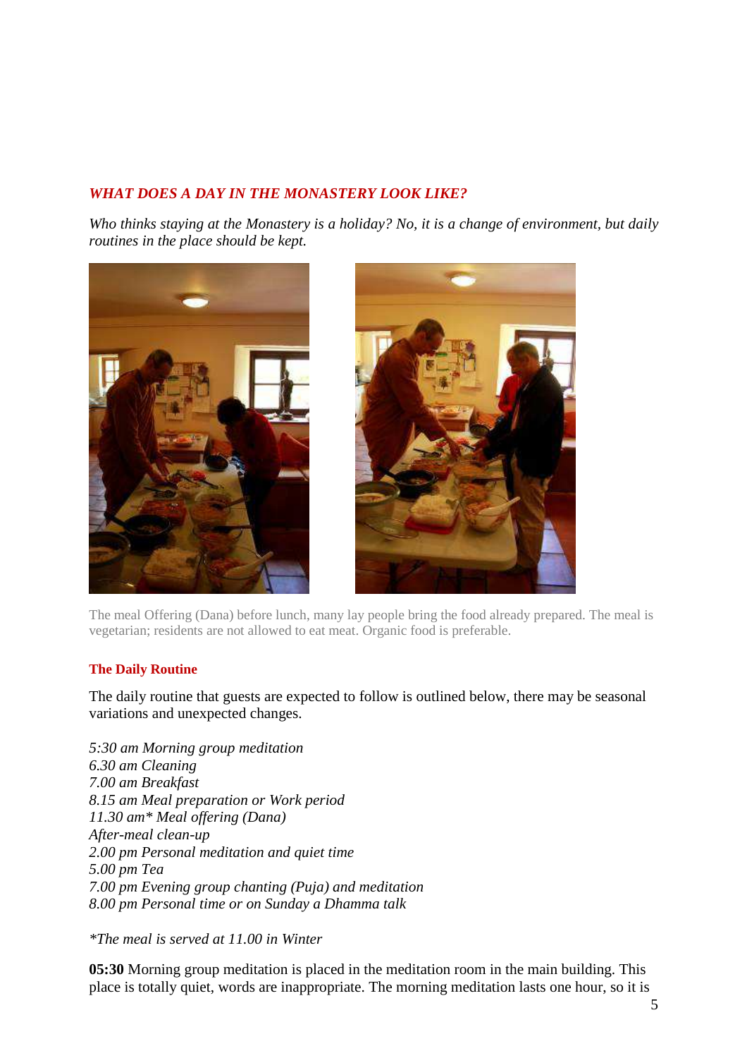## *WHAT DOES A DAY IN THE MONASTERY LOOK LIKE?*

*Who thinks staying at the Monastery is a holiday? No, it is a change of environment, but daily routines in the place should be kept.*

The meal Offering (Dana) before lunch, many lay people bring the food already prepared. The meal is vegetarian; residents are not allowed to eat meat. Organic food is preferable.

### The Daily Routine

The daily routine that guests are expected to follow is outlined below, there may be seasonal variations and unexpected changes.

*5:30 am Morning group meditation*
*6.30 am Cleaning*
*7.00 am Breakfast*
*8.15 am Meal preparation or Work period*
*11.30 am* Meal offering (Dana)*
*After-meal clean-up*
*2.00 pm Personal meditation and quiet time*
*5.00 pm Tea*
*7.00 pm Evening group chanting (Puja) and meditation*
*8.00 pm Personal time or on Sunday a Dhamma talk*

**The meal is served at 11.00 in Winter*

**05:30** Morning group meditation is placed in the meditation room in the main building. This place is totally quiet, words are inappropriate. The morning meditation lasts one hour, so it is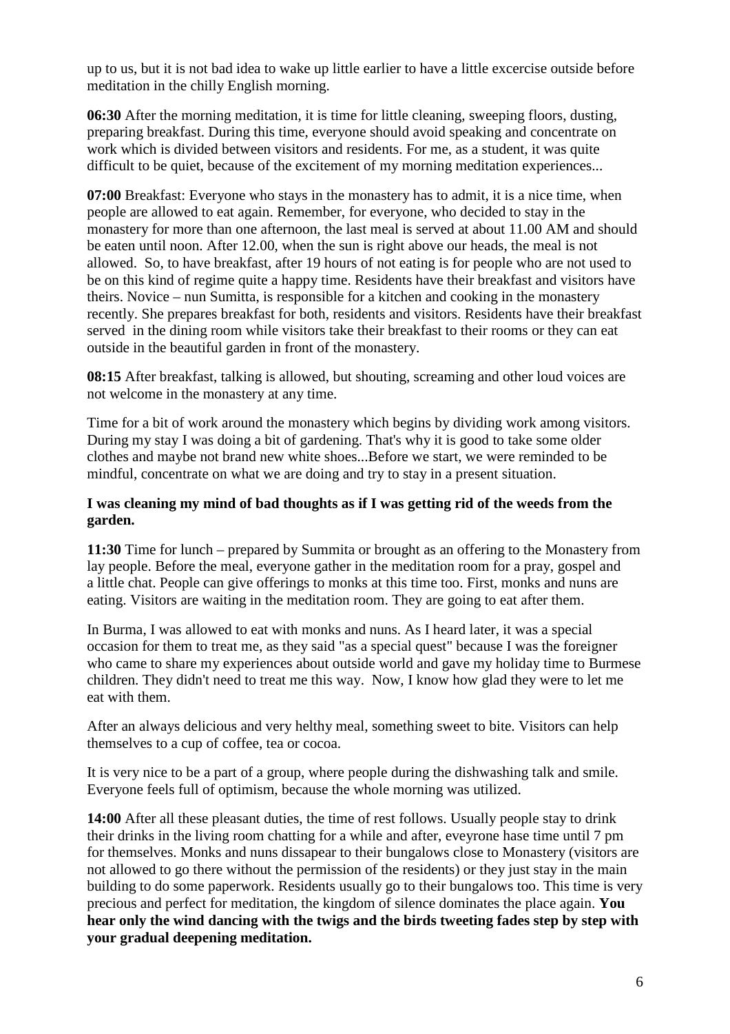up to us, but it is not bad idea to wake up little earlier to have a little excercise outside before meditation in the chilly English morning.

**06:30** After the morning meditation, it is time for little cleaning, sweeping floors, dusting, preparing breakfast. During this time, everyone should avoid speaking and concentrate on work which is divided between visitors and residents. For me, as a student, it was quite difficult to be quiet, because of the excitement of my morning meditation experiences...

**07:00** Breakfast: Everyone who stays in the monastery has to admit, it is a nice time, when people are allowed to eat again. Remember, for everyone, who decided to stay in the monastery for more than one afternoon, the last meal is served at about 11.00 AM and should be eaten until noon. After 12.00, when the sun is right above our heads, the meal is not allowed. So, to have breakfast, after 19 hours of not eating is for people who are not used to be on this kind of regime quite a happy time. Residents have their breakfast and visitors have theirs. Novice – nun Sumitta, is responsible for a kitchen and cooking in the monastery recently. She prepares breakfast for both, residents and visitors. Residents have their breakfast served in the dining room while visitors take their breakfast to their rooms or they can eat outside in the beautiful garden in front of the monastery.

**08:15** After breakfast, talking is allowed, but shouting, screaming and other loud voices are not welcome in the monastery at any time.

Time for a bit of work around the monastery which begins by dividing work among visitors. During my stay I was doing a bit of gardening. That's why it is good to take some older clothes and maybe not brand new white shoes...Before we start, we were reminded to be mindful, concentrate on what we are doing and try to stay in a present situation.

**I was cleaning my mind of bad thoughts as if I was getting rid of the weeds from the garden.**

**11:30** Time for lunch – prepared by Summita or brought as an offering to the Monastery from lay people. Before the meal, everyone gather in the meditation room for a pray, gospel and a little chat. People can give offerings to monks at this time too. First, monks and nuns are eating. Visitors are waiting in the meditation room. They are going to eat after them.

In Burma, I was allowed to eat with monks and nuns. As I heard later, it was a special occasion for them to treat me, as they said "as a special quest" because I was the foreigner who came to share my experiences about outside world and gave my holiday time to Burmese children. They didn't need to treat me this way. Now, I know how glad they were to let me eat with them.

After an always delicious and very helthy meal, something sweet to bite. Visitors can help themselves to a cup of coffee, tea or cocoa.

It is very nice to be a part of a group, where people during the dishwashing talk and smile. Everyone feels full of optimism, because the whole morning was utilized.

**14:00** After all these pleasant duties, the time of rest follows. Usually people stay to drink their drinks in the living room chatting for a while and after, eveyrone hase time until 7 pm for themselves. Monks and nuns dissapear to their bungalows close to Monastery (visitors are not allowed to go there without the permission of the residents) or they just stay in the main building to do some paperwork. Residents usually go to their bungalows too. This time is very precious and perfect for meditation, the kingdom of silence dominates the place again. **You hear only the wind dancing with the twigs and the birds tweeting fades step by step with your gradual deepening meditation.**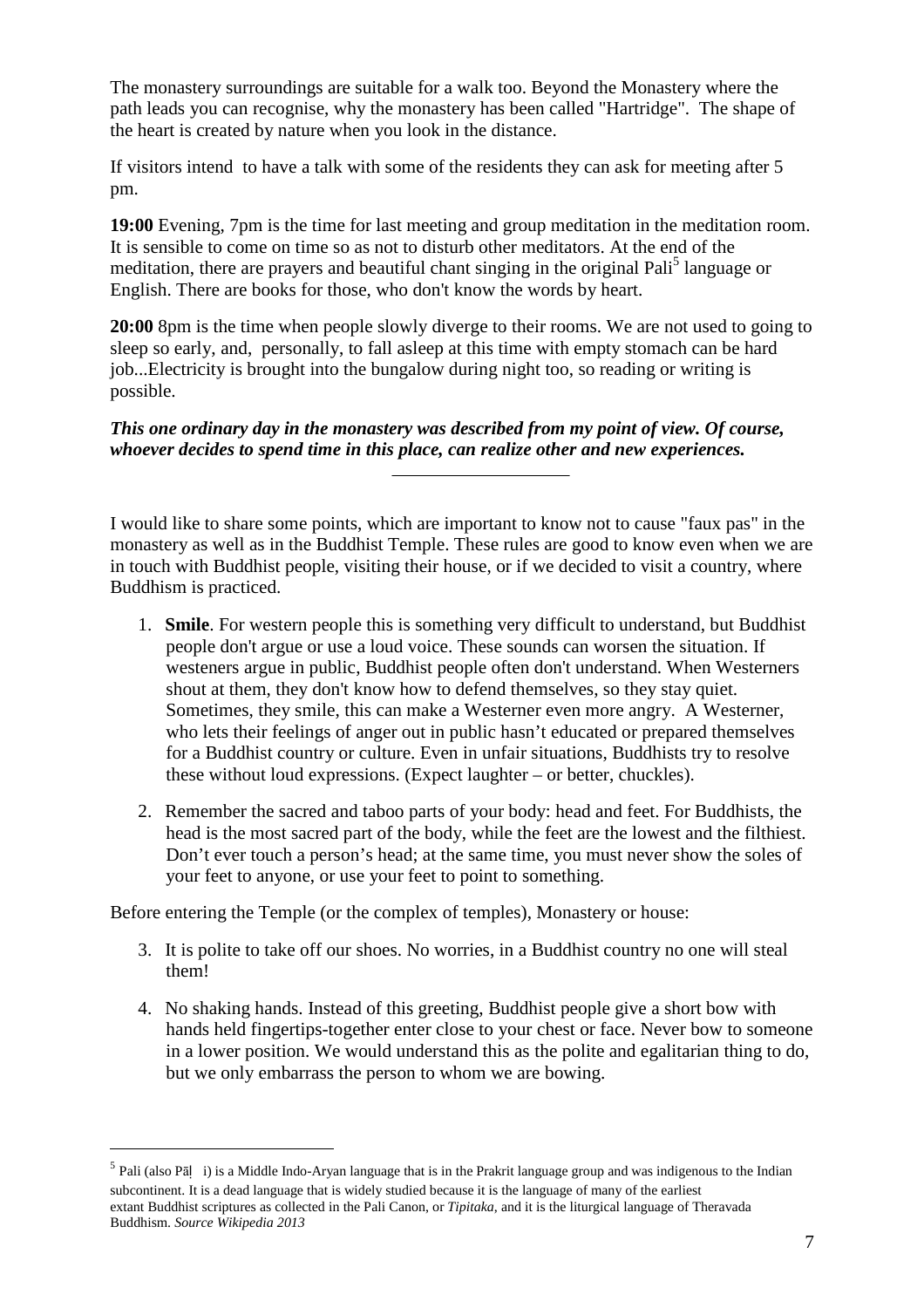The monastery surroundings are suitable for a walk too. Beyond the Monastery where the path leads you can recognise, why the monastery has been called "Hartridge". The shape of the heart is created by nature when you look in the distance.

If visitors intend to have a talk with some of the residents they can ask for meeting after 5 pm.

**19:00** Evening, 7pm is the time for last meeting and group meditation in the meditation room. It is sensible to come on time so as not to disturb other meditators. At the end of the meditation, there are prayers and beautiful chant singing in the original Pali[5] language or English. There are books for those, who don't know the words by heart.

**20:00** 8pm is the time when people slowly diverge to their rooms. We are not used to going to sleep so early, and, personally, to fall asleep at this time with empty stomach can be hard job...Electricity is brought into the bungalow during night too, so reading or writing is possible.

***This one ordinary day in the monastery was described from my point of view. Of course, whoever decides to spend time in this place, can realize other and new experiences.***

---

I would like to share some points, which are important to know not to cause "faux pas" in the monastery as well as in the Buddhist Temple. These rules are good to know even when we are in touch with Buddhist people, visiting their house, or if we decided to visit a country, where Buddhism is practiced.

1. **Smile**. For western people this is something very difficult to understand, but Buddhist people don't argue or use a loud voice. These sounds can worsen the situation. If westeners argue in public, Buddhist people often don't understand. When Westerners shout at them, they don't know how to defend themselves, so they stay quiet. Sometimes, they smile, this can make a Westerner even more angry. A Westerner, who lets their feelings of anger out in public hasn't educated or prepared themselves for a Buddhist country or culture. Even in unfair situations, Buddhists try to resolve these without loud expressions. (Expect laughter – or better, chuckles).

2. Remember the sacred and taboo parts of your body: head and feet. For Buddhists, the head is the most sacred part of the body, while the feet are the lowest and the filthiest. Don't ever touch a person's head; at the same time, you must never show the soles of your feet to anyone, or use your feet to point to something.

Before entering the Temple (or the complex of temples), Monastery or house:

3. It is polite to take off our shoes. No worries, in a Buddhist country no one will steal them!

4. No shaking hands. Instead of this greeting, Buddhist people give a short bow with hands held fingertips-together enter close to your chest or face. Never bow to someone in a lower position. We would understand this as the polite and egalitarian thing to do, but we only embarrass the person to whom we are bowing.

---

[5] Pali (also Pāḷi) is a Middle Indo-Aryan language that is in the Prakrit language group and was indigenous to the Indian subcontinent. It is a dead language that is widely studied because it is the language of many of the earliest extant Buddhist scriptures as collected in the Pali Canon, or *Tipitaka*, and it is the liturgical language of Theravada Buddhism. *Source Wikipedia 2013*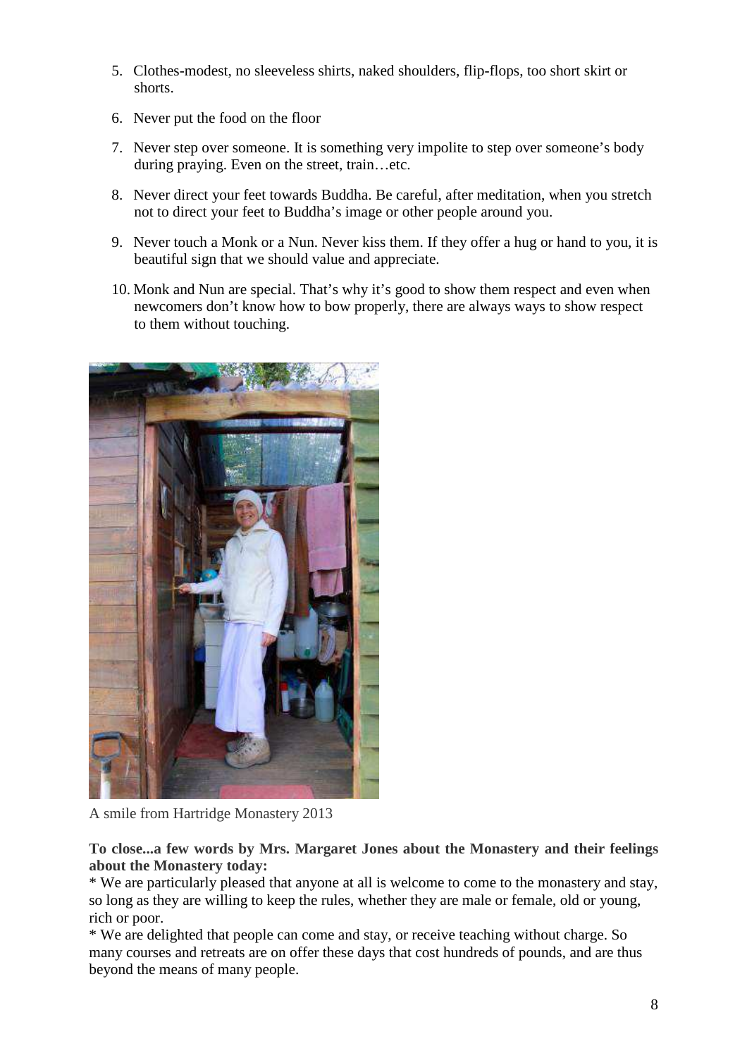5. Clothes-modest, no sleeveless shirts, naked shoulders, flip-flops, too short skirt or shorts.

6. Never put the food on the floor

7. Never step over someone. It is something very impolite to step over someone's body during praying. Even on the street, train…etc.

8. Never direct your feet towards Buddha. Be careful, after meditation, when you stretch not to direct your feet to Buddha's image or other people around you.

9. Never touch a Monk or a Nun. Never kiss them. If they offer a hug or hand to you, it is beautiful sign that we should value and appreciate.

10. Monk and Nun are special. That's why it's good to show them respect and even when newcomers don't know how to bow properly, there are always ways to show respect to them without touching.

A smile from Hartridge Monastery 2013

**To close...a few words by Mrs. Margaret Jones about the Monastery and their feelings about the Monastery today:**

* We are particularly pleased that anyone at all is welcome to come to the monastery and stay, so long as they are willing to keep the rules, whether they are male or female, old or young, rich or poor.

* We are delighted that people can come and stay, or receive teaching without charge. So many courses and retreats are on offer these days that cost hundreds of pounds, and are thus beyond the means of many people.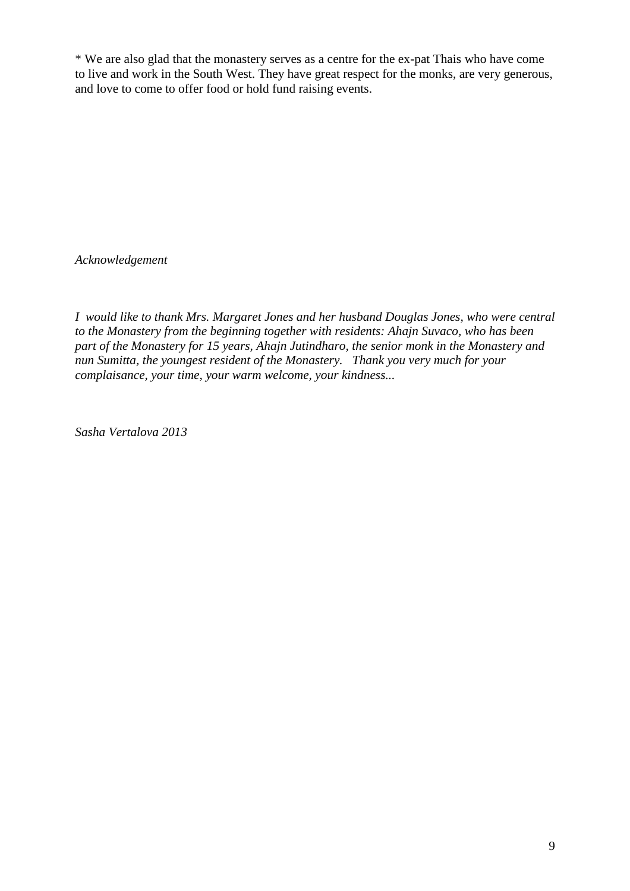* We are also glad that the monastery serves as a centre for the ex-pat Thais who have come to live and work in the South West. They have great respect for the monks, are very generous, and love to come to offer food or hold fund raising events.

*Acknowledgement*

*I would like to thank Mrs. Margaret Jones and her husband Douglas Jones, who were central to the Monastery from the beginning together with residents: Ahajn Suvaco, who has been part of the Monastery for 15 years, Ahajn Jutindharo, the senior monk in the Monastery and nun Sumitta, the youngest resident of the Monastery. Thank you very much for your complaisance, your time, your warm welcome, your kindness...*

*Sasha Vertalova 2013*